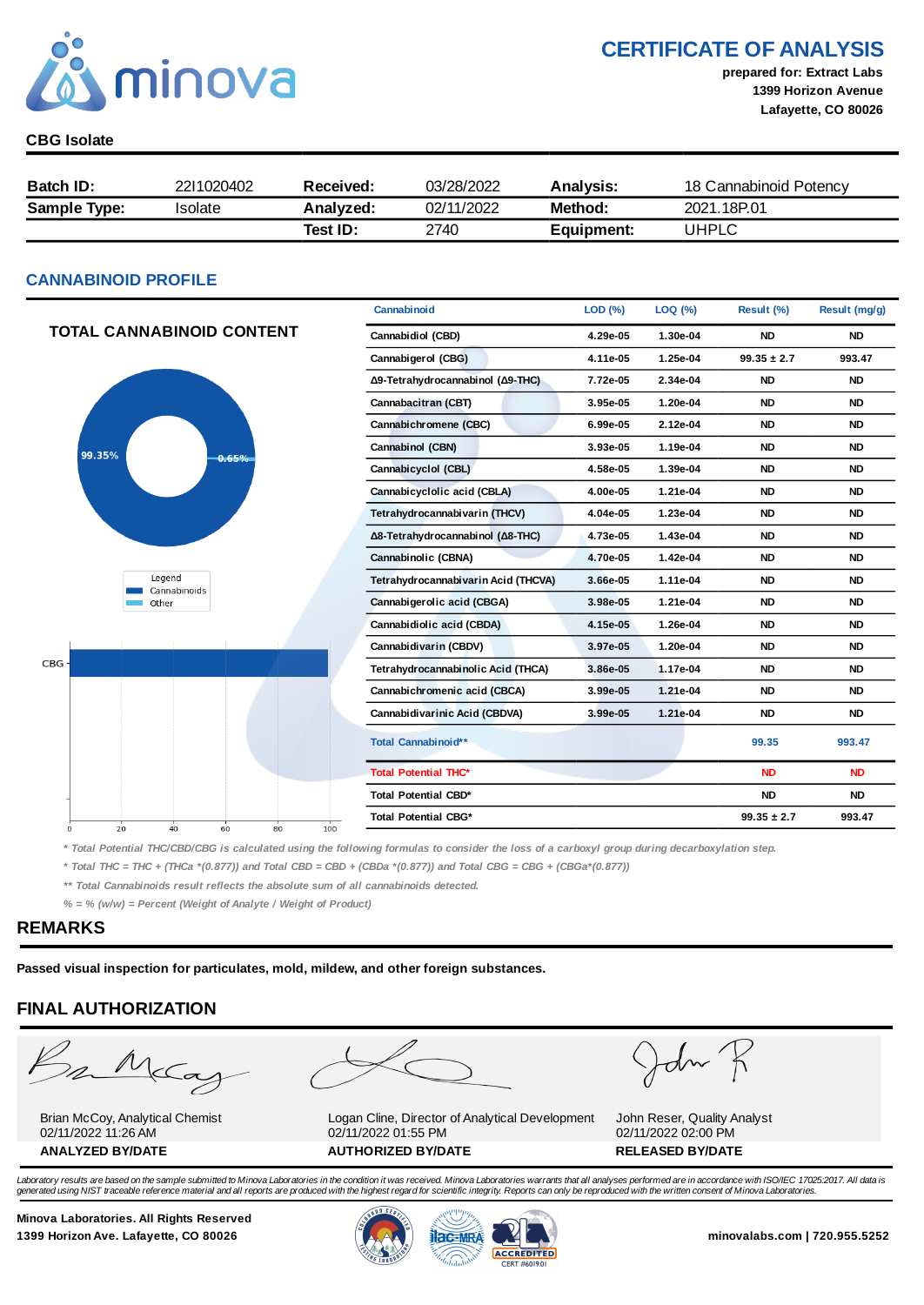# CERTIFICATE OF ANALYSIS

**prepared for: Extract Labs**
**1399 Horizon Avenue**
**Lafayette, CO 80026**

**CBG Isolate**

| **Batch ID:** | 2211020402 | **Received:** | 03/28/2022 | **Analysis:** | 18 Cannabinoid Potency |
|---|---|---|---|---|---|
| **Sample Type:** | Isolate | **Analyzed:** | 02/11/2022 | **Method:** | 2021.18P.01 |
| | | **Test ID:** | 2740 | **Equipment:** | UHPLC |

## CANNABINOID PROFILE

### TOTAL CANNABINOID CONTENT

99.35%
0.65%

Legend
Cannabinoids
Other

CBG

0 20 40 60 80 100

| Cannabinoid | LOD (%) | LOQ (%) | Result (%) | Result (mg/g) |
|---|---|---|---|---|
| Cannabidiol (CBD) | 4.29e-05 | 1.30e-04 | ND | ND |
| Cannabigerol (CBG) | 4.11e-05 | 1.25e-04 | 99.35 ± 2.7 | 993.47 |
| Δ9-Tetrahydrocannabinol (Δ9-THC) | 7.72e-05 | 2.34e-04 | ND | ND |
| Cannabacitran (CBT) | 3.95e-05 | 1.20e-04 | ND | ND |
| Cannabichromene (CBC) | 6.99e-05 | 2.12e-04 | ND | ND |
| Cannabinol (CBN) | 3.93e-05 | 1.19e-04 | ND | ND |
| Cannabicyclol (CBL) | 4.58e-05 | 1.39e-04 | ND | ND |
| Cannabicyclolic acid (CBLA) | 4.00e-05 | 1.21e-04 | ND | ND |
| Tetrahydrocannabivarin (THCV) | 4.04e-05 | 1.23e-04 | ND | ND |
| Δ8-Tetrahydrocannabinol (Δ8-THC) | 4.73e-05 | 1.43e-04 | ND | ND |
| Cannabinolic (CBNA) | 4.70e-05 | 1.42e-04 | ND | ND |
| Tetrahydrocannabivarin Acid (THCVA) | 3.66e-05 | 1.11e-04 | ND | ND |
| Cannabigerolic acid (CBGA) | 3.98e-05 | 1.21e-04 | ND | ND |
| Cannabidiolic acid (CBDA) | 4.15e-05 | 1.26e-04 | ND | ND |
| Cannabidivarin (CBDV) | 3.97e-05 | 1.20e-04 | ND | ND |
| Tetrahydrocannabinolic Acid (THCA) | 3.86e-05 | 1.17e-04 | ND | ND |
| Cannabichromenic acid (CBCA) | 3.99e-05 | 1.21e-04 | ND | ND |
| Cannabidivarinic Acid (CBDVA) | 3.99e-05 | 1.21e-04 | ND | ND |
| Total Cannabinoid** | | | 99.35 | 993.47 |
| Total Potential THC* | | | ND | ND |
| Total Potential CBD* | | | ND | ND |
| Total Potential CBG* | | | 99.35 ± 2.7 | 993.47 |

*\* Total Potential THC/CBD/CBG is calculated using the following formulas to consider the loss of a carboxyl group during decarboxylation step.*

*\* Total THC = THC + (THCa \*(0.877)) and Total CBD = CBD + (CBDa \*(0.877)) and Total CBG = CBG + (CBGa\*(0.877))*

*\*\* Total Cannabinoids result reflects the absolute sum of all cannabinoids detected.*

*% = % (w/w) = Percent (Weight of Analyte / Weight of Product)*

## REMARKS

**Passed visual inspection for particulates, mold, mildew, and other foreign substances.**

## FINAL AUTHORIZATION

| Brian McCoy, Analytical Chemist<br>02/11/2022 11:26 AM<br>**ANALYZED BY/DATE** | Logan Cline, Director of Analytical Development<br>02/11/2022 01:55 PM<br>**AUTHORIZED BY/DATE** | John Reser, Quality Analyst<br>02/11/2022 02:00 PM<br>**RELEASED BY/DATE** |
|---|---|---|

*Laboratory results are based on the sample submitted to Minova Laboratories in the condition it was received. Minova Laboratories warrants that all analyses performed are in accordance with ISO/IEC 17025:2017. All data is generated using NIST traceable reference material and all reports are produced with the highest regard for scientific integrity. Reports can only be reproduced with the written consent of Minova Laboratories.*

**Minova Laboratories. All Rights Reserved**
**1399 Horizon Ave. Lafayette, CO 80026**

ACCREDITED CERT #6019.01

**minovalabs.com | 720.955.5252**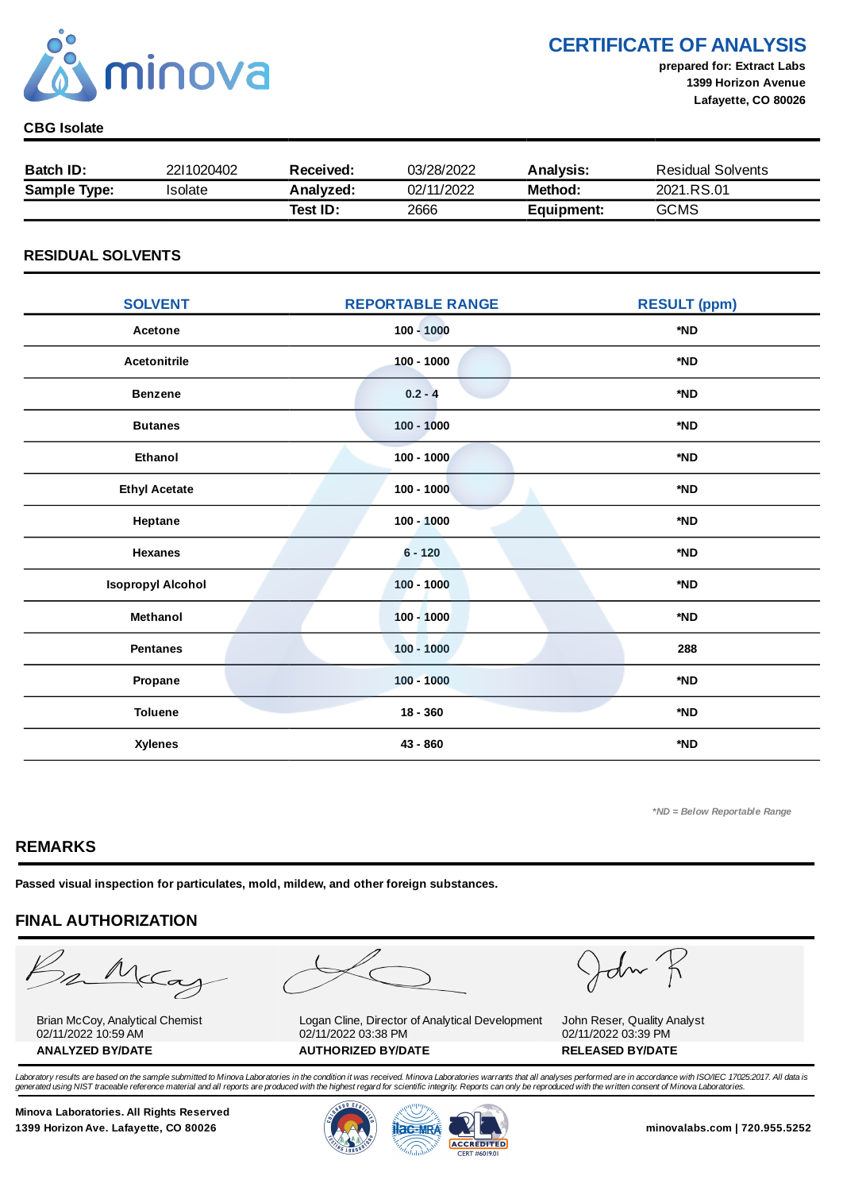# CERTIFICATE OF ANALYSIS

**prepared for: Extract Labs**
**1399 Horizon Avenue**
**Lafayette, CO 80026**

**CBG Isolate**

| **Batch ID:** | 2211020402 | **Received:** | 03/28/2022 | **Analysis:** | Residual Solvents |
|---|---|---|---|---|---|
| **Sample Type:** | Isolate | **Analyzed:** | 02/11/2022 | **Method:** | 2021.RS.01 |
| | | **Test ID:** | 2666 | **Equipment:** | GCMS |

## RESIDUAL SOLVENTS

| SOLVENT | REPORTABLE RANGE | RESULT (ppm) |
|---|---|---|
| Acetone | 100 - 1000 | *ND |
| Acetonitrile | 100 - 1000 | *ND |
| Benzene | 0.2 - 4 | *ND |
| Butanes | 100 - 1000 | *ND |
| Ethanol | 100 - 1000 | *ND |
| Ethyl Acetate | 100 - 1000 | *ND |
| Heptane | 100 - 1000 | *ND |
| Hexanes | 6 - 120 | *ND |
| Isopropyl Alcohol | 100 - 1000 | *ND |
| Methanol | 100 - 1000 | *ND |
| Pentanes | 100 - 1000 | 288 |
| Propane | 100 - 1000 | *ND |
| Toluene | 18 - 360 | *ND |
| Xylenes | 43 - 860 | *ND |

*\*ND = Below Reportable Range*

## REMARKS

**Passed visual inspection for particulates, mold, mildew, and other foreign substances.**

## FINAL AUTHORIZATION

| Brian McCoy, Analytical Chemist<br>02/11/2022 10:59 AM | Logan Cline, Director of Analytical Development<br>02/11/2022 03:38 PM | John Reser, Quality Analyst<br>02/11/2022 03:39 PM |
|---|---|---|
| **ANALYZED BY/DATE** | **AUTHORIZED BY/DATE** | **RELEASED BY/DATE** |

*Laboratory results are based on the sample submitted to Minova Laboratories in the condition it was received. Minova Laboratories warrants that all analyses performed are in accordance with ISO/IEC 17025:2017. All data is generated using NIST traceable reference material and all reports are produced with the highest regard for scientific integrity. Reports can only be reproduced with the written consent of Minova Laboratories.*

**Minova Laboratories. All Rights Reserved**
**1399 Horizon Ave. Lafayette, CO 80026**

ACCREDITED CERT #6019.01

**minovalabs.com | 720.955.5252**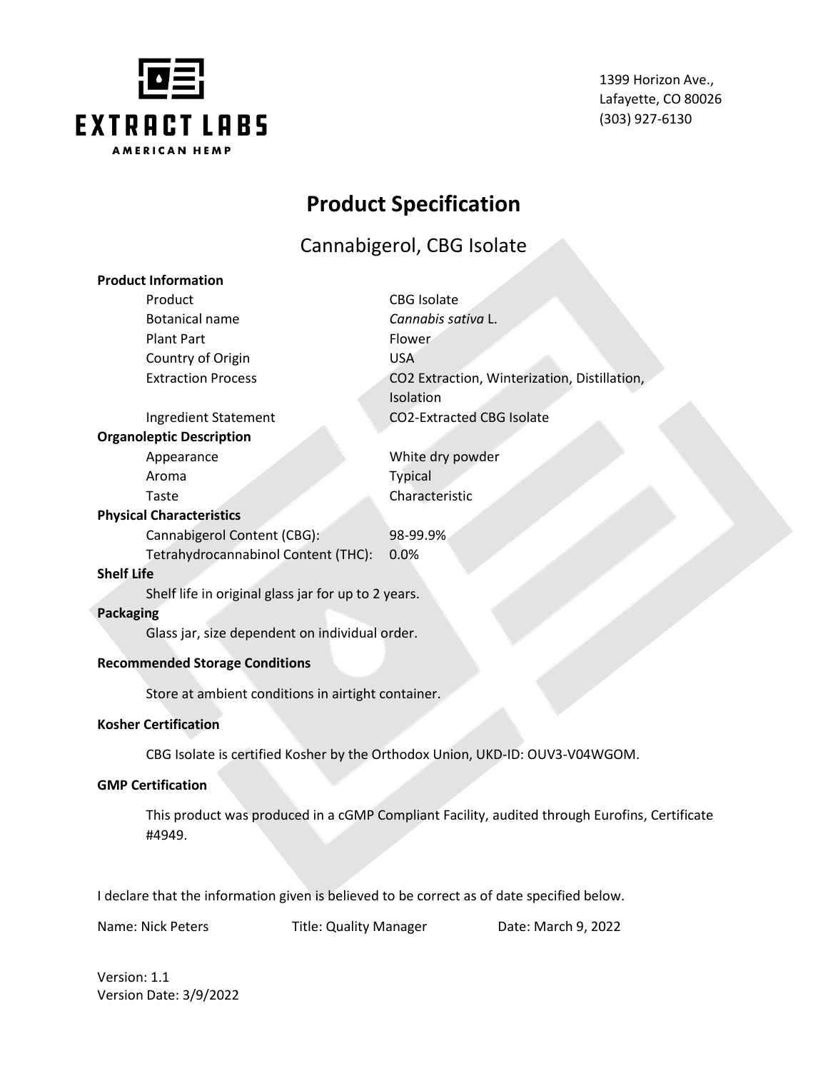EXTRACT LABS
AMERICAN HEMP

1399 Horizon Ave.,
Lafayette, CO 80026
(303) 927-6130

# Product Specification

## Cannabigerol, CBG Isolate

**Product Information**

| | |
|---|---|
| Product | CBG Isolate |
| Botanical name | *Cannabis sativa* L. |
| Plant Part | Flower |
| Country of Origin | USA |
| Extraction Process | $CO_2$ Extraction, Winterization, Distillation, Isolation |
| Ingredient Statement | $CO_2$-Extracted CBG Isolate |

**Organoleptic Description**

| | |
|---|---|
| Appearance | White dry powder |
| Aroma | Typical |
| Taste | Characteristic |

**Physical Characteristics**

| | |
|---|---|
| Cannabigerol Content (CBG): | 98-99.9% |
| Tetrahydrocannabinol Content (THC): | 0.0% |

**Shelf Life**

Shelf life in original glass jar for up to 2 years.

**Packaging**

Glass jar, size dependent on individual order.

**Recommended Storage Conditions**

Store at ambient conditions in airtight container.

**Kosher Certification**

CBG Isolate is certified Kosher by the Orthodox Union, UKD-ID: OUV3-V04WGOM.

**GMP Certification**

This product was produced in a cGMP Compliant Facility, audited through Eurofins, Certificate #4949.

I declare that the information given is believed to be correct as of date specified below.

Name: Nick Peters    Title: Quality Manager    Date: March 9, 2022

Version: 1.1
Version Date: 3/9/2022